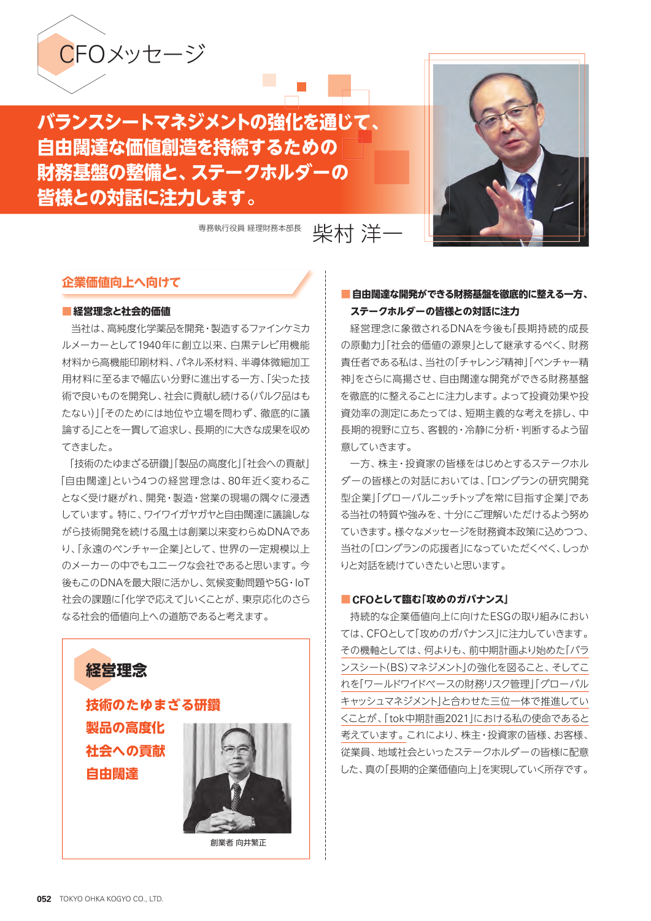# CFOメッセージ

## バランスシートマネジメントの強化を通じて、自由闊達な価値創造を持続するための財務基盤の整備と、ステークホルダーの皆様との対話に注力します。

専務執行役員 経理財務本部長 柴村 洋一

### 企業価値向上へ向けて

#### ■経営理念と社会的価値

当社は、高純度化学薬品を開発・製造するファインケミカルメーカーとして1940年に創立以来、白黒テレビ用機能材料から高機能印刷材料、パネル系材料、半導体微細加工用材料に至るまで幅広い分野に進出する一方、「尖った技術で良いものを開発し、社会に貢献し続ける(バルク品はもたない)」「そのためには地位や立場を問わず、徹底的に議論する」ことを一貫して追求し、長期的に大きな成果を収めてきました。

「技術のたゆまざる研鑽」「製品の高度化」「社会への貢献」「自由闊達」という4つの経営理念は、80年近く変わることなく受け継がれ、開発・製造・営業の現場の隅々に浸透しています。特に、ワイワイガヤガヤと自由闊達に議論しながら技術開発を続ける風土は創業以来変わらぬDNAであり、「永遠のベンチャー企業」として、世界の一定規模以上のメーカーの中でもユニークな会社であると思います。今後もこのDNAを最大限に活かし、気候変動問題や5G・IoT社会の課題に「化学で応えて」いくことが、東京応化のさらなる社会的価値向上への道筋であると考えます。

**経営理念**

**技術のたゆまざる研鑽**
**製品の高度化**
**社会への貢献**
**自由闊達**

創業者 向井繁正

#### ■自由闊達な開発ができる財務基盤を徹底的に整える一方、ステークホルダーの皆様との対話に注力

経営理念に象徴されるDNAを今後も「長期持続的成長の原動力」「社会的価値の源泉」として継承するべく、財務責任者である私は、当社の「チャレンジ精神」「ベンチャー精神」をさらに高揚させ、自由闊達な開発ができる財務基盤を徹底的に整えることに注力します。よって投資効果や投資効率の測定にあたっては、短期主義的な考えを排し、中長期的視野に立ち、客観的・冷静に分析・判断するよう留意していきます。

一方、株主・投資家の皆様をはじめとするステークホルダーの皆様との対話においては、「ロングランの研究開発型企業」「グローバルニッチトップを常に目指す企業」である当社の特質や強みを、十分にご理解いただけるよう努めていきます。様々なメッセージを財務資本政策に込めつつ、当社の「ロングランの応援者」になっていただくべく、しっかりと対話を続けていきたいと思います。

#### ■CFOとして臨む「攻めのガバナンス」

持続的な企業価値向上に向けたESGの取り組みにおいては、CFOとして「攻めのガバナンス」に注力していきます。その機軸としては、何よりも、前中期計画より始めた「バランスシート(BS)マネジメント」の強化を図ること、そしてこれを「ワールドワイドベースの財務リスク管理」「グローバルキャッシュマネジメント」と合わせた三位一体で推進していくことが、「tok中期計画2021」における私の使命であると考えています。これにより、株主・投資家の皆様、お客様、従業員、地域社会といったステークホルダーの皆様に配慮した、真の「長期的企業価値向上」を実現していく所存です。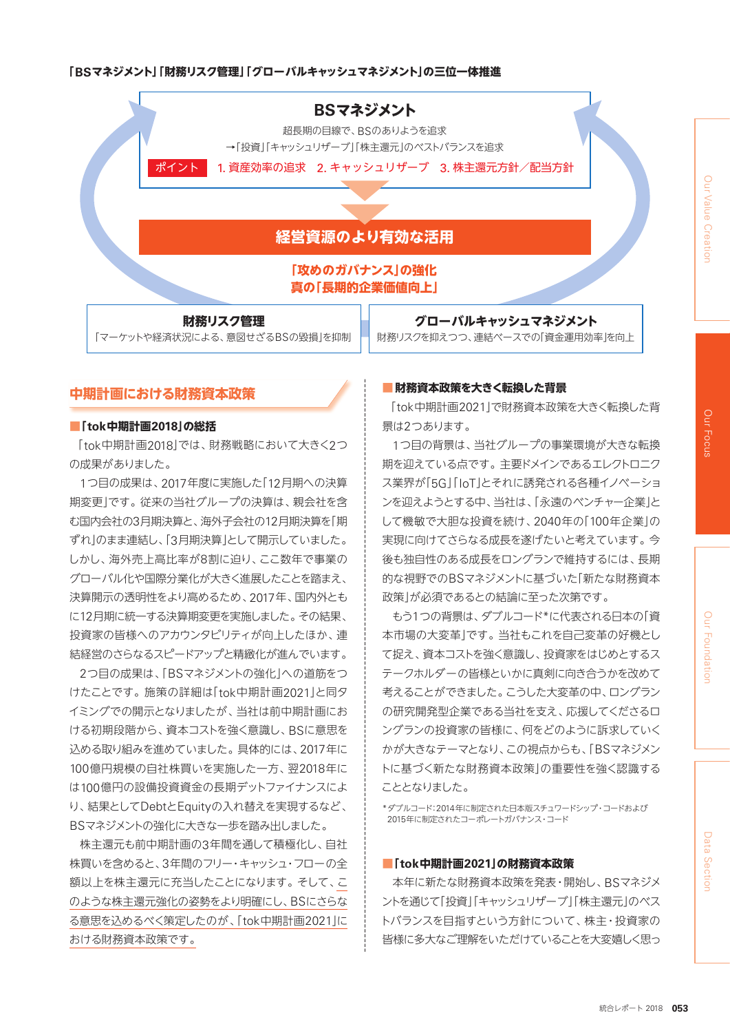「BSマネジメント」「財務リスク管理」「グローバルキャッシュマネジメント」の三位一体推進

**BSマネジメント**

超長期の目線で、BSのありようを追求

→「投資」「キャッシュリザーブ」「株主還元」のベストバランスを追求

ポイント　1. 資産効率の追求　2. キャッシュリザーブ　3. 株主還元方針／配当方針

**経営資源のより有効な活用**

「攻めのガバナンス」の強化
真の「長期的企業価値向上」

**財務リスク管理**

「マーケットや経済状況による、意図せざるBSの毀損」を抑制

**グローバルキャッシュマネジメント**

財務リスクを抑えつつ、連結ベースでの「資金運用効率」を向上

## 中期計画における財務資本政策

### ■「tok中期計画2018」の総括

「tok中期計画2018」では、財務戦略において大きく2つの成果がありました。

1つ目の成果は、2017年度に実施した「12月期への決算期変更」です。従来の当社グループの決算は、親会社を含む国内会社の3月期決算と、海外子会社の12月期決算を「期ずれ」のまま連結し、「3月期決算」として開示していました。しかし、海外売上高比率が8割に迫り、ここ数年で事業のグローバル化や国際分業化が大きく進展したことを踏まえ、決算開示の透明性をより高めるため、2017年、国内外ともに12月期に統一する決算期変更を実施しました。その結果、投資家の皆様へのアカウンタビリティが向上したほか、連結経営のさらなるスピードアップと精緻化が進んでいます。

2つ目の成果は、「BSマネジメントの強化」への道筋をつけたことです。施策の詳細は「tok中期計画2021」と同タイミングでの開示となりましたが、当社は前中期計画における初期段階から、資本コストを強く意識し、BSに意思を込める取り組みを進めていました。具体的には、2017年に100億円規模の自社株買いを実施した一方、翌2018年には100億円の設備投資資金の長期デットファイナンスにより、結果としてDebtとEquityの入れ替えを実現するなど、BSマネジメントの強化に大きな一歩を踏み出しました。

株主還元も前中期計画の3年間を通して積極化し、自社株買いを含めると、3年間のフリー・キャッシュ・フローの全額以上を株主還元に充当したことになります。そして、このような株主還元強化の姿勢をより明確にし、BSにさらなる意思を込めるべく策定したのが、「tok中期計画2021」における財務資本政策です。

### ■財務資本政策を大きく転換した背景

「tok中期計画2021」で財務資本政策を大きく転換した背景は2つあります。

1つ目の背景は、当社グループの事業環境が大きな転換期を迎えている点です。主要ドメインであるエレクトロニクス業界が「5G」「IoT」とそれに誘発される各種イノベーションを迎えようとする中、当社は、「永遠のベンチャー企業」として機敏で大胆な投資を続け、2040年の「100年企業」の実現に向けてさらなる成長を遂げたいと考えています。今後も独自性のある成長をロングランで維持するには、長期的な視野でのBSマネジメントに基づいた「新たな財務資本政策」が必須であるとの結論に至った次第です。

もう1つの背景は、ダブルコード*に代表される日本の「資本市場の大変革」です。当社もこれを自己変革の好機として捉え、資本コストを強く意識し、投資家をはじめとするステークホルダーの皆様といかに真剣に向き合うかを改めて考えることができました。こうした大変革の中、ロングランの研究開発型企業である当社を支え、応援してくださるロングランの投資家の皆様に、何をどのように訴求していくかが大きなテーマとなり、この視点からも、「BSマネジメントに基づく新たな財務資本政策」の重要性を強く認識することとなりました。

*ダブルコード：2014年に制定された日本版スチュワードシップ・コードおよび2015年に制定されたコーポレートガバナンス・コード

### ■「tok中期計画2021」の財務資本政策

本年に新たな財務資本政策を発表・開始し、BSマネジメントを通じて「投資」「キャッシュリザーブ」「株主還元」のベストバランスを目指すという方針について、株主・投資家の皆様に多大なご理解をいただけていることを大変嬉しく思っ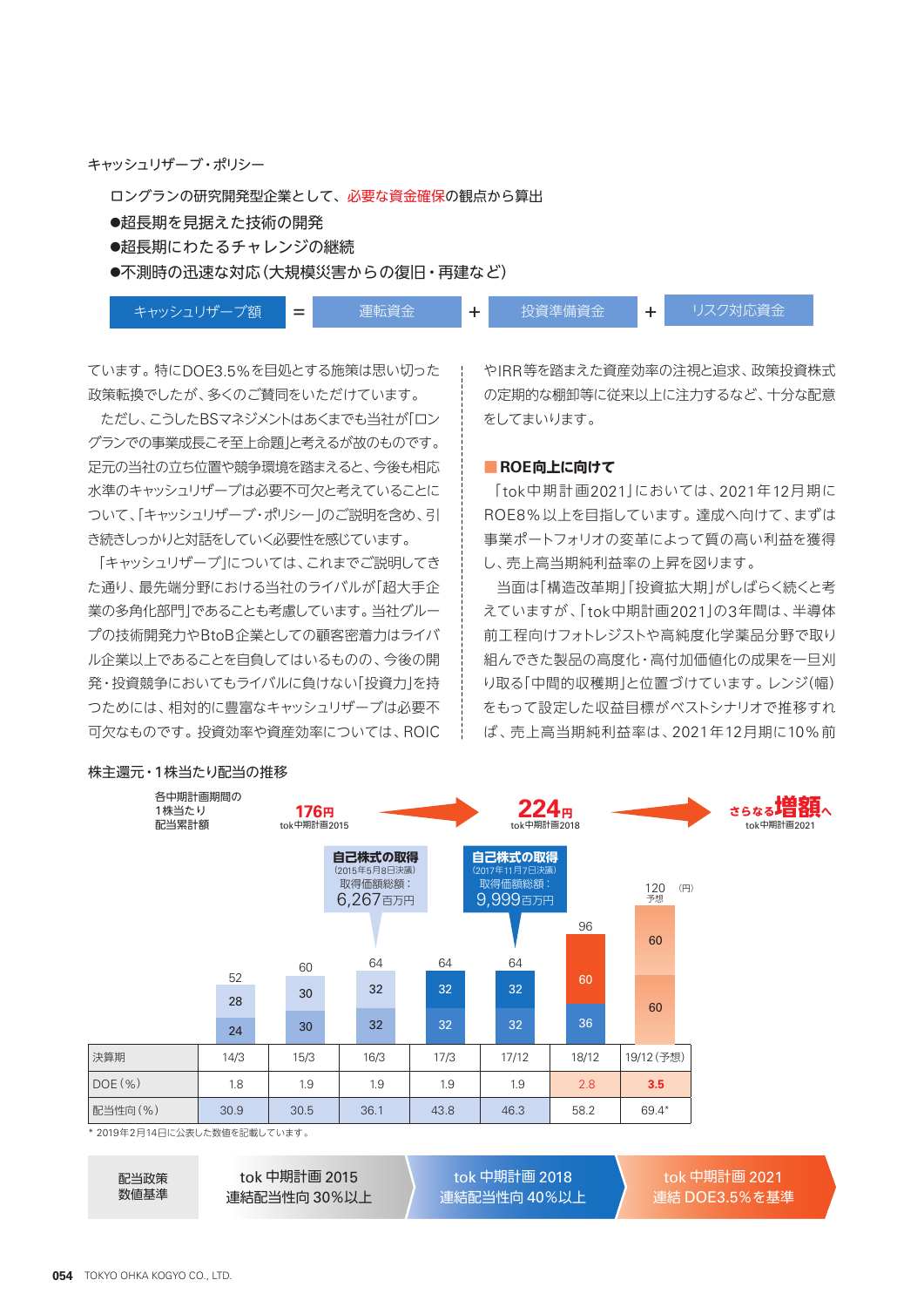キャッシュリザーブ・ポリシー

ロングランの研究開発型企業として、必要な資金確保の観点から算出

- ●超長期を見据えた技術の開発
- ●超長期にわたるチャレンジの継続
- ●不測時の迅速な対応（大規模災害からの復旧・再建など）

キャッシュリザーブ額 ＝ 運転資金 ＋ 投資準備資金 ＋ リスク対応資金

ています。特にDOE3.5％を目処とする施策は思い切った政策転換でしたが、多くのご賛同をいただけています。

ただし、こうしたBSマネジメントはあくまでも当社が「ロングランでの事業成長こそ至上命題」と考えるが故のものです。足元の当社の立ち位置や競争環境を踏まえると、今後も相応水準のキャッシュリザーブは必要不可欠と考えていることについて、「キャッシュリザーブ・ポリシー」のご説明を含め、引き続きしっかりと対話をしていく必要性を感じています。

「キャッシュリザーブ」については、これまでご説明してきた通り、最先端分野における当社のライバルが「超大手企業の多角化部門」であることも考慮しています。当社グループの技術開発力やBtoB企業としての顧客密着力はライバル企業以上であることを自負してはいるものの、今後の開発・投資競争においてもライバルに負けない「投資力」を持つためには、相対的に豊富なキャッシュリザーブは必要不可欠なものです。投資効率や資産効率については、ROICやIRR等を踏まえた資産効率の注視と追求、政策投資株式の定期的な棚卸等に従来以上に注力するなど、十分な配意をしてまいります。

## ■ROE向上に向けて

「tok中期計画2021」においては、2021年12月期にROE8％以上を目指しています。達成へ向けて、まずは事業ポートフォリオの変革によって質の高い利益を獲得し、売上高当期純利益率の上昇を図ります。

当面は「構造改革期」「投資拡大期」がしばらく続くと考えていますが、「tok中期計画2021」の3年間は、半導体前工程向けフォトレジストや高純度化学薬品分野で取り組んできた製品の高度化・高付加価値化の成果を一旦刈り取る「中間的収穫期」と位置づけています。レンジ（幅）をもって設定した収益目標がベストシナリオで推移すれば、売上高当期純利益率は、2021年12月期に10％前

株主還元・1株当たり配当の推移

各中期計画期間の1株当たり配当累計額：176円（tok中期計画2015）→ 224円（tok中期計画2018）→ さらなる増額へ（tok中期計画2021）

自己株式の取得（2015年5月8日決議）取得価額総額：6,267百万円

自己株式の取得（2017年11月7日決議）取得価額総額：9,999百万円

（円）

| 決算期 | 14/3 | 15/3 | 16/3 | 17/3 | 17/12 | 18/12 | 19/12（予想） |
|---|---|---|---|---|---|---|---|
| 1株当たり配当（円） | 52（24＋28） | 60（30＋30） | 64（32＋32） | 64（32＋32） | 64（32＋32） | 96（36＋60） | 120 予想（60＋60） |
| DOE（％） | 1.8 | 1.9 | 1.9 | 1.9 | 1.9 | 2.8 | 3.5 |
| 配当性向（％） | 30.9 | 30.5 | 36.1 | 43.8 | 46.3 | 58.2 | 69.4* |

\* 2019年2月14日に公表した数値を記載しています。

| 配当政策 数値基準 | tok 中期計画 2015 | tok 中期計画 2018 | tok 中期計画 2021 |
|---|---|---|---|
| | 連結配当性向 30％以上 | 連結配当性向 40％以上 | 連結 DOE3.5％を基準 |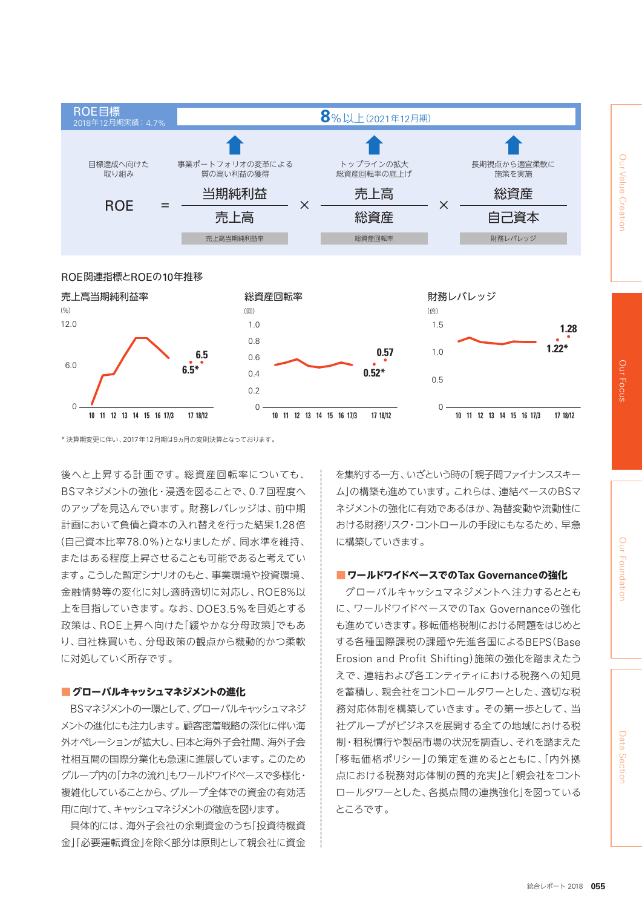**ROE目標**
2018年12月期実績：4.7%

**8%以上（2021年12月期）**

目標達成へ向けた取り組み

| | 事業ポートフォリオの変革による質の高い利益の獲得 | | トップラインの拡大 総資産回転率の底上げ | | 長期視点から適宜柔軟に施策を実施 |
|---|---|---|---|---|---|
| ROE ＝ | 当期純利益 / 売上高 | × | 売上高 / 総資産 | × | 総資産 / 自己資本 |
| | 売上高当期純利益率 | | 総資産回転率 | | 財務レバレッジ |

## ROE関連指標とROEの10年推移

売上高当期純利益率
(%)
12.0
6.0
0
10 11 12 13 14 15 16 17/3 17 18/12
6.5
6.5*

総資産回転率
(回)
1.0
0.8
0.6
0.4
0.2
0
10 11 12 13 14 15 16 17/3 17 18/12
0.57
0.52*

財務レバレッジ
(倍)
1.5
1.0
0.5
0
10 11 12 13 14 15 16 17/3 17 18/12
1.28
1.22*

＊決算期変更に伴い、2017年12月期は9ヵ月の変則決算となっております。

後へと上昇する計画です。総資産回転率についても、BSマネジメントの強化・浸透を図ることで、0.7回程度へのアップを見込んでいます。財務レバレッジは、前中期計画において負債と資本の入れ替えを行った結果1.28倍（自己資本比率78.0%）となりましたが、同水準を維持、またはある程度上昇させることも可能であると考えています。こうした暫定シナリオのもと、事業環境や投資環境、金融情勢等の変化に対し適時適切に対応し、ROE8%以上を目指していきます。なお、DOE3.5%を目処とする政策は、ROE上昇へ向けた「緩やかな分母政策」でもあり、自社株買いも、分母政策の観点から機動的かつ柔軟に対処していく所存です。

### ■グローバルキャッシュマネジメントの進化

BSマネジメントの一環として、グローバルキャッシュマネジメントの進化にも注力します。顧客密着戦略の深化に伴い海外オペレーションが拡大し、日本と海外子会社間、海外子会社相互間の国際分業化も急速に進展しています。このためグループ内の「カネの流れ」もワールドワイドベースで多様化・複雑化していることから、グループ全体での資金の有効活用に向けて、キャッシュマネジメントの徹底を図ります。

具体的には、海外子会社の余剰資金のうち「投資待機資金」「必要運転資金」を除く部分は原則として親会社に資金を集約する一方、いざという時の「親子間ファイナンススキーム」の構築も進めています。これらは、連結ベースのBSマネジメントの強化に有効であるほか、為替変動や流動性における財務リスク・コントロールの手段にもなるため、早急に構築していきます。

### ■ワールドワイドベースでのTax Governanceの強化

グローバルキャッシュマネジメントへ注力するとともに、ワールドワイドベースでのTax Governanceの強化も進めています。移転価格税制における問題をはじめとする各種国際課税の課題や先進各国によるBEPS（Base Erosion and Profit Shifting）施策の強化を踏まえたうえで、連結および各エンティティにおける税務への知見を蓄積し、親会社をコントロールタワーとした、適切な税務対応体制を構築していきます。その第一歩として、当社グループがビジネスを展開する全ての地域における税制・租税慣行や製品市場の状況を調査し、それを踏まえた「移転価格ポリシー」の策定を進めるとともに、「内外拠点における税務対応体制の質的充実」と「親会社をコントロールタワーとした、各拠点間の連携強化」を図っているところです。